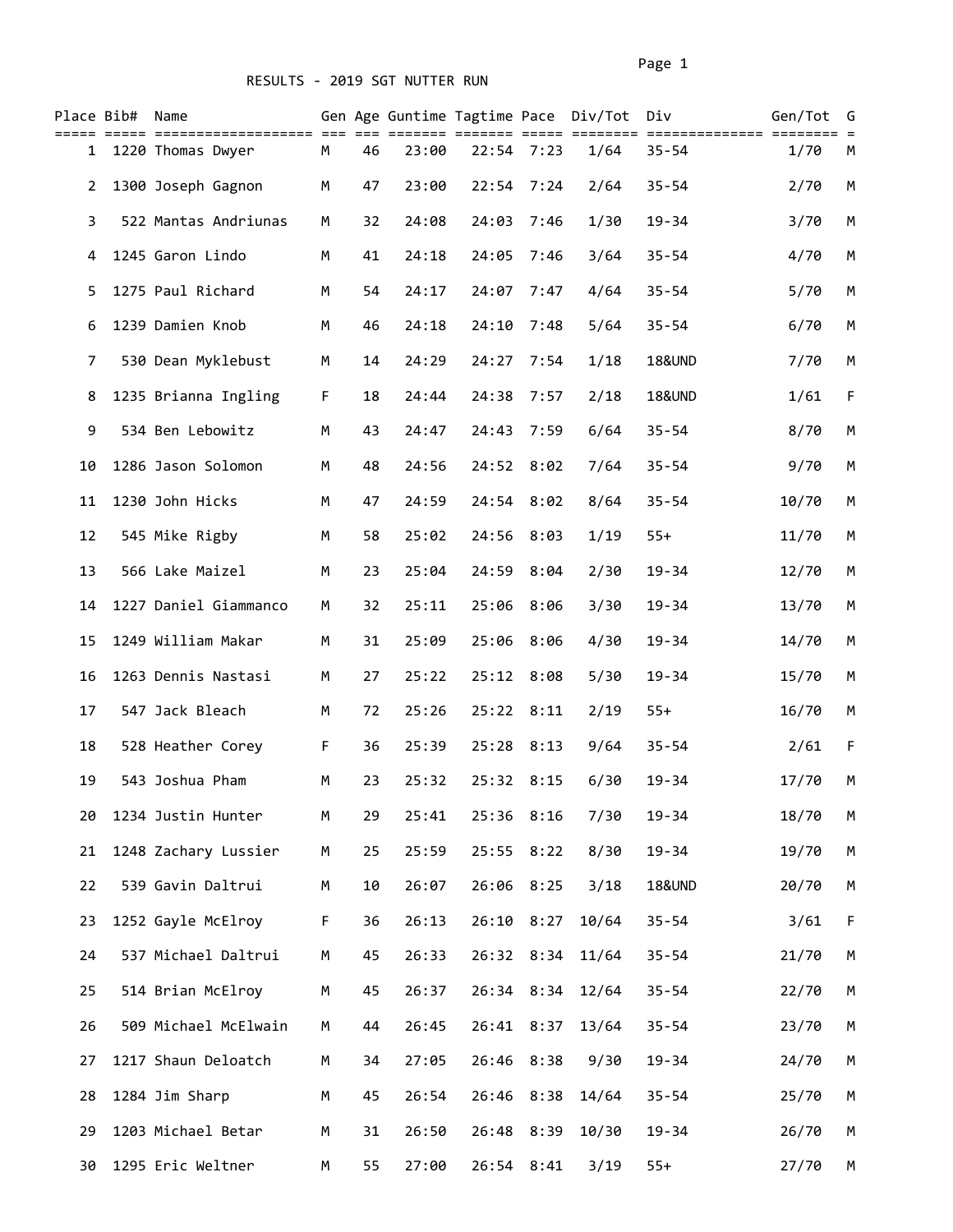# RESULTS - 2019 SGT NUTTER RUN

| Place | Bib# | Name | Gen | Age | Guntime | Tagtime | Pace | Div/Tot | Div | Gen/Tot | G |
|---|---|---|---|---|---|---|---|---|---|---|---|
| 1 | 1220 | Thomas Dwyer | M | 46 | 23:00 | 22:54 | 7:23 | 1/64 | 35-54 | 1/70 | M |
| 2 | 1300 | Joseph Gagnon | M | 47 | 23:00 | 22:54 | 7:24 | 2/64 | 35-54 | 2/70 | M |
| 3 | 522 | Mantas Andriunas | M | 32 | 24:08 | 24:03 | 7:46 | 1/30 | 19-34 | 3/70 | M |
| 4 | 1245 | Garon Lindo | M | 41 | 24:18 | 24:05 | 7:46 | 3/64 | 35-54 | 4/70 | M |
| 5 | 1275 | Paul Richard | M | 54 | 24:17 | 24:07 | 7:47 | 4/64 | 35-54 | 5/70 | M |
| 6 | 1239 | Damien Knob | M | 46 | 24:18 | 24:10 | 7:48 | 5/64 | 35-54 | 6/70 | M |
| 7 | 530 | Dean Myklebust | M | 14 | 24:29 | 24:27 | 7:54 | 1/18 | 18&UND | 7/70 | M |
| 8 | 1235 | Brianna Ingling | F | 18 | 24:44 | 24:38 | 7:57 | 2/18 | 18&UND | 1/61 | F |
| 9 | 534 | Ben Lebowitz | M | 43 | 24:47 | 24:43 | 7:59 | 6/64 | 35-54 | 8/70 | M |
| 10 | 1286 | Jason Solomon | M | 48 | 24:56 | 24:52 | 8:02 | 7/64 | 35-54 | 9/70 | M |
| 11 | 1230 | John Hicks | M | 47 | 24:59 | 24:54 | 8:02 | 8/64 | 35-54 | 10/70 | M |
| 12 | 545 | Mike Rigby | M | 58 | 25:02 | 24:56 | 8:03 | 1/19 | 55+ | 11/70 | M |
| 13 | 566 | Lake Maizel | M | 23 | 25:04 | 24:59 | 8:04 | 2/30 | 19-34 | 12/70 | M |
| 14 | 1227 | Daniel Giammanco | M | 32 | 25:11 | 25:06 | 8:06 | 3/30 | 19-34 | 13/70 | M |
| 15 | 1249 | William Makar | M | 31 | 25:09 | 25:06 | 8:06 | 4/30 | 19-34 | 14/70 | M |
| 16 | 1263 | Dennis Nastasi | M | 27 | 25:22 | 25:12 | 8:08 | 5/30 | 19-34 | 15/70 | M |
| 17 | 547 | Jack Bleach | M | 72 | 25:26 | 25:22 | 8:11 | 2/19 | 55+ | 16/70 | M |
| 18 | 528 | Heather Corey | F | 36 | 25:39 | 25:28 | 8:13 | 9/64 | 35-54 | 2/61 | F |
| 19 | 543 | Joshua Pham | M | 23 | 25:32 | 25:32 | 8:15 | 6/30 | 19-34 | 17/70 | M |
| 20 | 1234 | Justin Hunter | M | 29 | 25:41 | 25:36 | 8:16 | 7/30 | 19-34 | 18/70 | M |
| 21 | 1248 | Zachary Lussier | M | 25 | 25:59 | 25:55 | 8:22 | 8/30 | 19-34 | 19/70 | M |
| 22 | 539 | Gavin Daltrui | M | 10 | 26:07 | 26:06 | 8:25 | 3/18 | 18&UND | 20/70 | M |
| 23 | 1252 | Gayle McElroy | F | 36 | 26:13 | 26:10 | 8:27 | 10/64 | 35-54 | 3/61 | F |
| 24 | 537 | Michael Daltrui | M | 45 | 26:33 | 26:32 | 8:34 | 11/64 | 35-54 | 21/70 | M |
| 25 | 514 | Brian McElroy | M | 45 | 26:37 | 26:34 | 8:34 | 12/64 | 35-54 | 22/70 | M |
| 26 | 509 | Michael McElwain | M | 44 | 26:45 | 26:41 | 8:37 | 13/64 | 35-54 | 23/70 | M |
| 27 | 1217 | Shaun Deloatch | M | 34 | 27:05 | 26:46 | 8:38 | 9/30 | 19-34 | 24/70 | M |
| 28 | 1284 | Jim Sharp | M | 45 | 26:54 | 26:46 | 8:38 | 14/64 | 35-54 | 25/70 | M |
| 29 | 1203 | Michael Betar | M | 31 | 26:50 | 26:48 | 8:39 | 10/30 | 19-34 | 26/70 | M |
| 30 | 1295 | Eric Weltner | M | 55 | 27:00 | 26:54 | 8:41 | 3/19 | 55+ | 27/70 | M |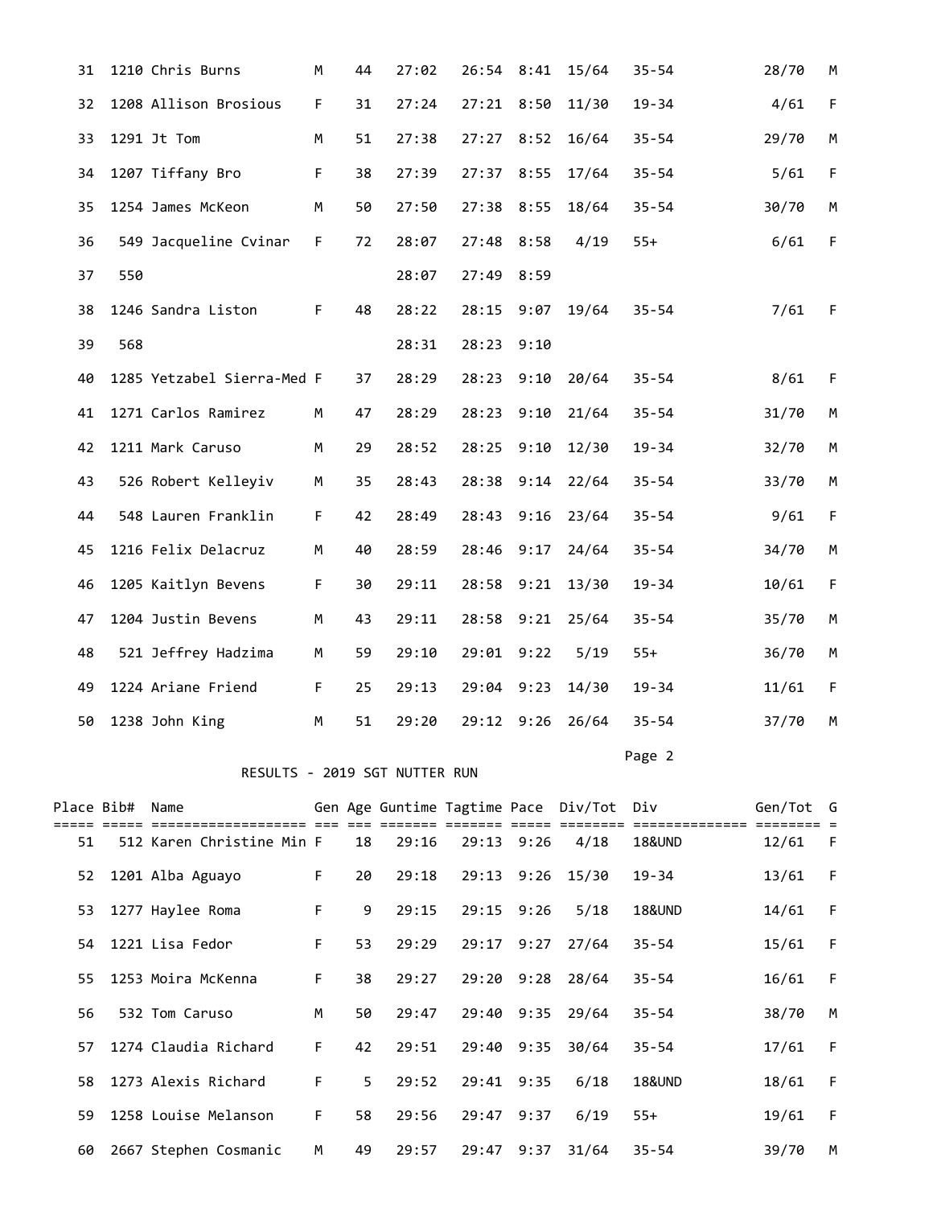| Place | Bib# | Name | Gen | Age | Guntime | Tagtime | Pace | Div/Tot | Div | Gen/Tot | G |
|---|---|---|---|---|---|---|---|---|---|---|---|
| 31 | 1210 | Chris Burns | M | 44 | 27:02 | 26:54 | 8:41 | 15/64 | 35-54 | 28/70 | M |
| 32 | 1208 | Allison Brosious | F | 31 | 27:24 | 27:21 | 8:50 | 11/30 | 19-34 | 4/61 | F |
| 33 | 1291 | Jt Tom | M | 51 | 27:38 | 27:27 | 8:52 | 16/64 | 35-54 | 29/70 | M |
| 34 | 1207 | Tiffany Bro | F | 38 | 27:39 | 27:37 | 8:55 | 17/64 | 35-54 | 5/61 | F |
| 35 | 1254 | James McKeon | M | 50 | 27:50 | 27:38 | 8:55 | 18/64 | 35-54 | 30/70 | M |
| 36 | 549 | Jacqueline Cvinar | F | 72 | 28:07 | 27:48 | 8:58 | 4/19 | 55+ | 6/61 | F |
| 37 | 550 | | | | 28:07 | 27:49 | 8:59 | | | | |
| 38 | 1246 | Sandra Liston | F | 48 | 28:22 | 28:15 | 9:07 | 19/64 | 35-54 | 7/61 | F |
| 39 | 568 | | | | 28:31 | 28:23 | 9:10 | | | | |
| 40 | 1285 | Yetzabel Sierra-Med | F | 37 | 28:29 | 28:23 | 9:10 | 20/64 | 35-54 | 8/61 | F |
| 41 | 1271 | Carlos Ramirez | M | 47 | 28:29 | 28:23 | 9:10 | 21/64 | 35-54 | 31/70 | M |
| 42 | 1211 | Mark Caruso | M | 29 | 28:52 | 28:25 | 9:10 | 12/30 | 19-34 | 32/70 | M |
| 43 | 526 | Robert Kelleyiv | M | 35 | 28:43 | 28:38 | 9:14 | 22/64 | 35-54 | 33/70 | M |
| 44 | 548 | Lauren Franklin | F | 42 | 28:49 | 28:43 | 9:16 | 23/64 | 35-54 | 9/61 | F |
| 45 | 1216 | Felix Delacruz | M | 40 | 28:59 | 28:46 | 9:17 | 24/64 | 35-54 | 34/70 | M |
| 46 | 1205 | Kaitlyn Bevens | F | 30 | 29:11 | 28:58 | 9:21 | 13/30 | 19-34 | 10/61 | F |
| 47 | 1204 | Justin Bevens | M | 43 | 29:11 | 28:58 | 9:21 | 25/64 | 35-54 | 35/70 | M |
| 48 | 521 | Jeffrey Hadzima | M | 59 | 29:10 | 29:01 | 9:22 | 5/19 | 55+ | 36/70 | M |
| 49 | 1224 | Ariane Friend | F | 25 | 29:13 | 29:04 | 9:23 | 14/30 | 19-34 | 11/61 | F |
| 50 | 1238 | John King | M | 51 | 29:20 | 29:12 | 9:26 | 26/64 | 35-54 | 37/70 | M |

RESULTS - 2019 SGT NUTTER RUN

| Place | Bib# | Name | Gen | Age | Guntime | Tagtime | Pace | Div/Tot | Div | Gen/Tot | G |
|---|---|---|---|---|---|---|---|---|---|---|---|
| 51 | 512 | Karen Christine Min | F | 18 | 29:16 | 29:13 | 9:26 | 4/18 | 18&UND | 12/61 | F |
| 52 | 1201 | Alba Aguayo | F | 20 | 29:18 | 29:13 | 9:26 | 15/30 | 19-34 | 13/61 | F |
| 53 | 1277 | Haylee Roma | F | 9 | 29:15 | 29:15 | 9:26 | 5/18 | 18&UND | 14/61 | F |
| 54 | 1221 | Lisa Fedor | F | 53 | 29:29 | 29:17 | 9:27 | 27/64 | 35-54 | 15/61 | F |
| 55 | 1253 | Moira McKenna | F | 38 | 29:27 | 29:20 | 9:28 | 28/64 | 35-54 | 16/61 | F |
| 56 | 532 | Tom Caruso | M | 50 | 29:47 | 29:40 | 9:35 | 29/64 | 35-54 | 38/70 | M |
| 57 | 1274 | Claudia Richard | F | 42 | 29:51 | 29:40 | 9:35 | 30/64 | 35-54 | 17/61 | F |
| 58 | 1273 | Alexis Richard | F | 5 | 29:52 | 29:41 | 9:35 | 6/18 | 18&UND | 18/61 | F |
| 59 | 1258 | Louise Melanson | F | 58 | 29:56 | 29:47 | 9:37 | 6/19 | 55+ | 19/61 | F |
| 60 | 2667 | Stephen Cosmanic | M | 49 | 29:57 | 29:47 | 9:37 | 31/64 | 35-54 | 39/70 | M |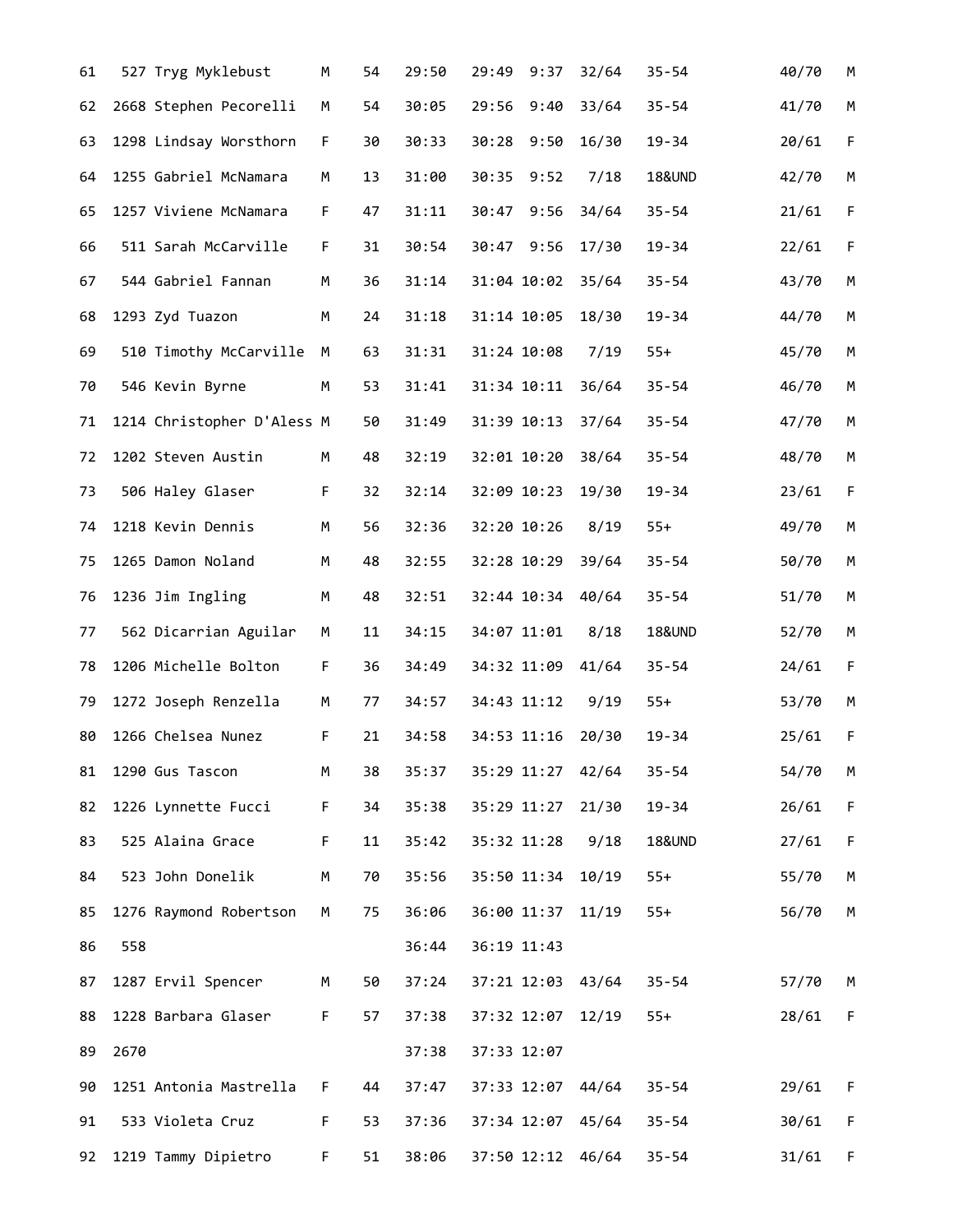| | | | | | | | | | | | |
|---|---|---|---|---|---|---|---|---|---|---|---|
| 61 | 527 | Tryg Myklebust | M | 54 | 29:50 | 29:49 | 9:37 | 32/64 | 35-54 | 40/70 | M |
| 62 | 2668 | Stephen Pecorelli | M | 54 | 30:05 | 29:56 | 9:40 | 33/64 | 35-54 | 41/70 | M |
| 63 | 1298 | Lindsay Worsthorn | F | 30 | 30:33 | 30:28 | 9:50 | 16/30 | 19-34 | 20/61 | F |
| 64 | 1255 | Gabriel McNamara | M | 13 | 31:00 | 30:35 | 9:52 | 7/18 | 18&UND | 42/70 | M |
| 65 | 1257 | Viviene McNamara | F | 47 | 31:11 | 30:47 | 9:56 | 34/64 | 35-54 | 21/61 | F |
| 66 | 511 | Sarah McCarville | F | 31 | 30:54 | 30:47 | 9:56 | 17/30 | 19-34 | 22/61 | F |
| 67 | 544 | Gabriel Fannan | M | 36 | 31:14 | 31:04 | 10:02 | 35/64 | 35-54 | 43/70 | M |
| 68 | 1293 | Zyd Tuazon | M | 24 | 31:18 | 31:14 | 10:05 | 18/30 | 19-34 | 44/70 | M |
| 69 | 510 | Timothy McCarville | M | 63 | 31:31 | 31:24 | 10:08 | 7/19 | 55+ | 45/70 | M |
| 70 | 546 | Kevin Byrne | M | 53 | 31:41 | 31:34 | 10:11 | 36/64 | 35-54 | 46/70 | M |
| 71 | 1214 | Christopher D'Aless | M | 50 | 31:49 | 31:39 | 10:13 | 37/64 | 35-54 | 47/70 | M |
| 72 | 1202 | Steven Austin | M | 48 | 32:19 | 32:01 | 10:20 | 38/64 | 35-54 | 48/70 | M |
| 73 | 506 | Haley Glaser | F | 32 | 32:14 | 32:09 | 10:23 | 19/30 | 19-34 | 23/61 | F |
| 74 | 1218 | Kevin Dennis | M | 56 | 32:36 | 32:20 | 10:26 | 8/19 | 55+ | 49/70 | M |
| 75 | 1265 | Damon Noland | M | 48 | 32:55 | 32:28 | 10:29 | 39/64 | 35-54 | 50/70 | M |
| 76 | 1236 | Jim Ingling | M | 48 | 32:51 | 32:44 | 10:34 | 40/64 | 35-54 | 51/70 | M |
| 77 | 562 | Dicarrian Aguilar | M | 11 | 34:15 | 34:07 | 11:01 | 8/18 | 18&UND | 52/70 | M |
| 78 | 1206 | Michelle Bolton | F | 36 | 34:49 | 34:32 | 11:09 | 41/64 | 35-54 | 24/61 | F |
| 79 | 1272 | Joseph Renzella | M | 77 | 34:57 | 34:43 | 11:12 | 9/19 | 55+ | 53/70 | M |
| 80 | 1266 | Chelsea Nunez | F | 21 | 34:58 | 34:53 | 11:16 | 20/30 | 19-34 | 25/61 | F |
| 81 | 1290 | Gus Tascon | M | 38 | 35:37 | 35:29 | 11:27 | 42/64 | 35-54 | 54/70 | M |
| 82 | 1226 | Lynnette Fucci | F | 34 | 35:38 | 35:29 | 11:27 | 21/30 | 19-34 | 26/61 | F |
| 83 | 525 | Alaina Grace | F | 11 | 35:42 | 35:32 | 11:28 | 9/18 | 18&UND | 27/61 | F |
| 84 | 523 | John Donelik | M | 70 | 35:56 | 35:50 | 11:34 | 10/19 | 55+ | 55/70 | M |
| 85 | 1276 | Raymond Robertson | M | 75 | 36:06 | 36:00 | 11:37 | 11/19 | 55+ | 56/70 | M |
| 86 | 558 | | | | 36:44 | 36:19 | 11:43 | | | | |
| 87 | 1287 | Ervil Spencer | M | 50 | 37:24 | 37:21 | 12:03 | 43/64 | 35-54 | 57/70 | M |
| 88 | 1228 | Barbara Glaser | F | 57 | 37:38 | 37:32 | 12:07 | 12/19 | 55+ | 28/61 | F |
| 89 | 2670 | | | | 37:38 | 37:33 | 12:07 | | | | |
| 90 | 1251 | Antonia Mastrella | F | 44 | 37:47 | 37:33 | 12:07 | 44/64 | 35-54 | 29/61 | F |
| 91 | 533 | Violeta Cruz | F | 53 | 37:36 | 37:34 | 12:07 | 45/64 | 35-54 | 30/61 | F |
| 92 | 1219 | Tammy Dipietro | F | 51 | 38:06 | 37:50 | 12:12 | 46/64 | 35-54 | 31/61 | F |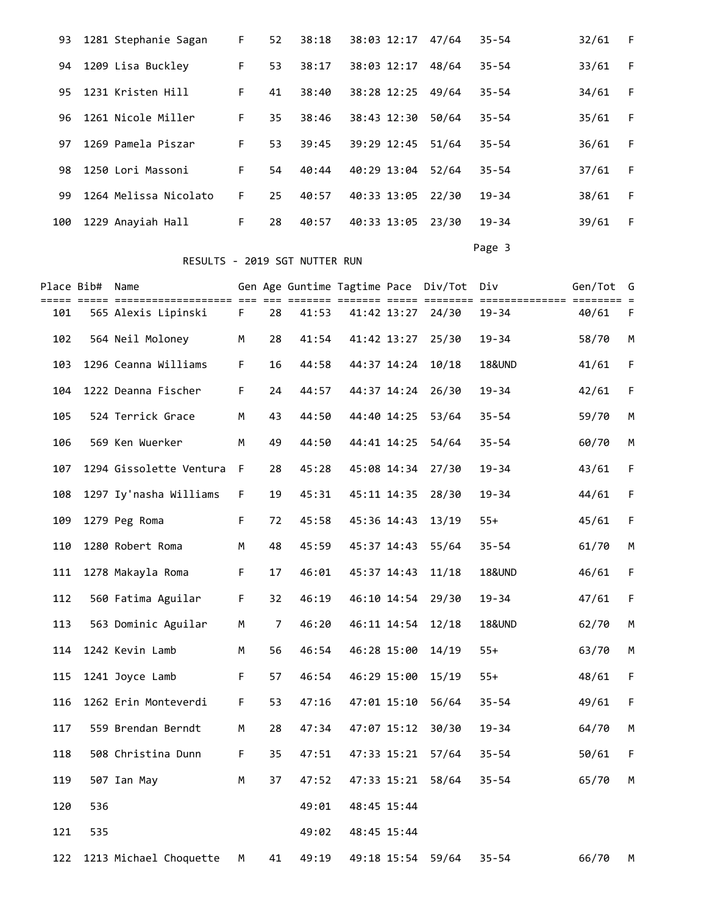| Place | Bib# | Name | Gen | Age | Guntime | Tagtime | Pace | Div/Tot | Div | Gen/Tot | G |
|---|---|---|---|---|---|---|---|---|---|---|---|
| 93 | 1281 | Stephanie Sagan | F | 52 | 38:18 | 38:03 | 12:17 | 47/64 | 35-54 | 32/61 | F |
| 94 | 1209 | Lisa Buckley | F | 53 | 38:17 | 38:03 | 12:17 | 48/64 | 35-54 | 33/61 | F |
| 95 | 1231 | Kristen Hill | F | 41 | 38:40 | 38:28 | 12:25 | 49/64 | 35-54 | 34/61 | F |
| 96 | 1261 | Nicole Miller | F | 35 | 38:46 | 38:43 | 12:30 | 50/64 | 35-54 | 35/61 | F |
| 97 | 1269 | Pamela Piszar | F | 53 | 39:45 | 39:29 | 12:45 | 51/64 | 35-54 | 36/61 | F |
| 98 | 1250 | Lori Massoni | F | 54 | 40:44 | 40:29 | 13:04 | 52/64 | 35-54 | 37/61 | F |
| 99 | 1264 | Melissa Nicolato | F | 25 | 40:57 | 40:33 | 13:05 | 22/30 | 19-34 | 38/61 | F |
| 100 | 1229 | Anayiah Hall | F | 28 | 40:57 | 40:33 | 13:05 | 23/30 | 19-34 | 39/61 | F |

RESULTS - 2019 SGT NUTTER RUN

| Place | Bib# | Name | Gen | Age | Guntime | Tagtime | Pace | Div/Tot | Div | Gen/Tot | G |
|---|---|---|---|---|---|---|---|---|---|---|---|
| 101 | 565 | Alexis Lipinski | F | 28 | 41:53 | 41:42 | 13:27 | 24/30 | 19-34 | 40/61 | F |
| 102 | 564 | Neil Moloney | M | 28 | 41:54 | 41:42 | 13:27 | 25/30 | 19-34 | 58/70 | M |
| 103 | 1296 | Ceanna Williams | F | 16 | 44:58 | 44:37 | 14:24 | 10/18 | 18&UND | 41/61 | F |
| 104 | 1222 | Deanna Fischer | F | 24 | 44:57 | 44:37 | 14:24 | 26/30 | 19-34 | 42/61 | F |
| 105 | 524 | Terrick Grace | M | 43 | 44:50 | 44:40 | 14:25 | 53/64 | 35-54 | 59/70 | M |
| 106 | 569 | Ken Wuerker | M | 49 | 44:50 | 44:41 | 14:25 | 54/64 | 35-54 | 60/70 | M |
| 107 | 1294 | Gissolette Ventura | F | 28 | 45:28 | 45:08 | 14:34 | 27/30 | 19-34 | 43/61 | F |
| 108 | 1297 | Iy'nasha Williams | F | 19 | 45:31 | 45:11 | 14:35 | 28/30 | 19-34 | 44/61 | F |
| 109 | 1279 | Peg Roma | F | 72 | 45:58 | 45:36 | 14:43 | 13/19 | 55+ | 45/61 | F |
| 110 | 1280 | Robert Roma | M | 48 | 45:59 | 45:37 | 14:43 | 55/64 | 35-54 | 61/70 | M |
| 111 | 1278 | Makayla Roma | F | 17 | 46:01 | 45:37 | 14:43 | 11/18 | 18&UND | 46/61 | F |
| 112 | 560 | Fatima Aguilar | F | 32 | 46:19 | 46:10 | 14:54 | 29/30 | 19-34 | 47/61 | F |
| 113 | 563 | Dominic Aguilar | M | 7 | 46:20 | 46:11 | 14:54 | 12/18 | 18&UND | 62/70 | M |
| 114 | 1242 | Kevin Lamb | M | 56 | 46:54 | 46:28 | 15:00 | 14/19 | 55+ | 63/70 | M |
| 115 | 1241 | Joyce Lamb | F | 57 | 46:54 | 46:29 | 15:00 | 15/19 | 55+ | 48/61 | F |
| 116 | 1262 | Erin Monteverdi | F | 53 | 47:16 | 47:01 | 15:10 | 56/64 | 35-54 | 49/61 | F |
| 117 | 559 | Brendan Berndt | M | 28 | 47:34 | 47:07 | 15:12 | 30/30 | 19-34 | 64/70 | M |
| 118 | 508 | Christina Dunn | F | 35 | 47:51 | 47:33 | 15:21 | 57/64 | 35-54 | 50/61 | F |
| 119 | 507 | Ian May | M | 37 | 47:52 | 47:33 | 15:21 | 58/64 | 35-54 | 65/70 | M |
| 120 | 536 | | | | 49:01 | 48:45 | 15:44 | | | | |
| 121 | 535 | | | | 49:02 | 48:45 | 15:44 | | | | |
| 122 | 1213 | Michael Choquette | M | 41 | 49:19 | 49:18 | 15:54 | 59/64 | 35-54 | 66/70 | M |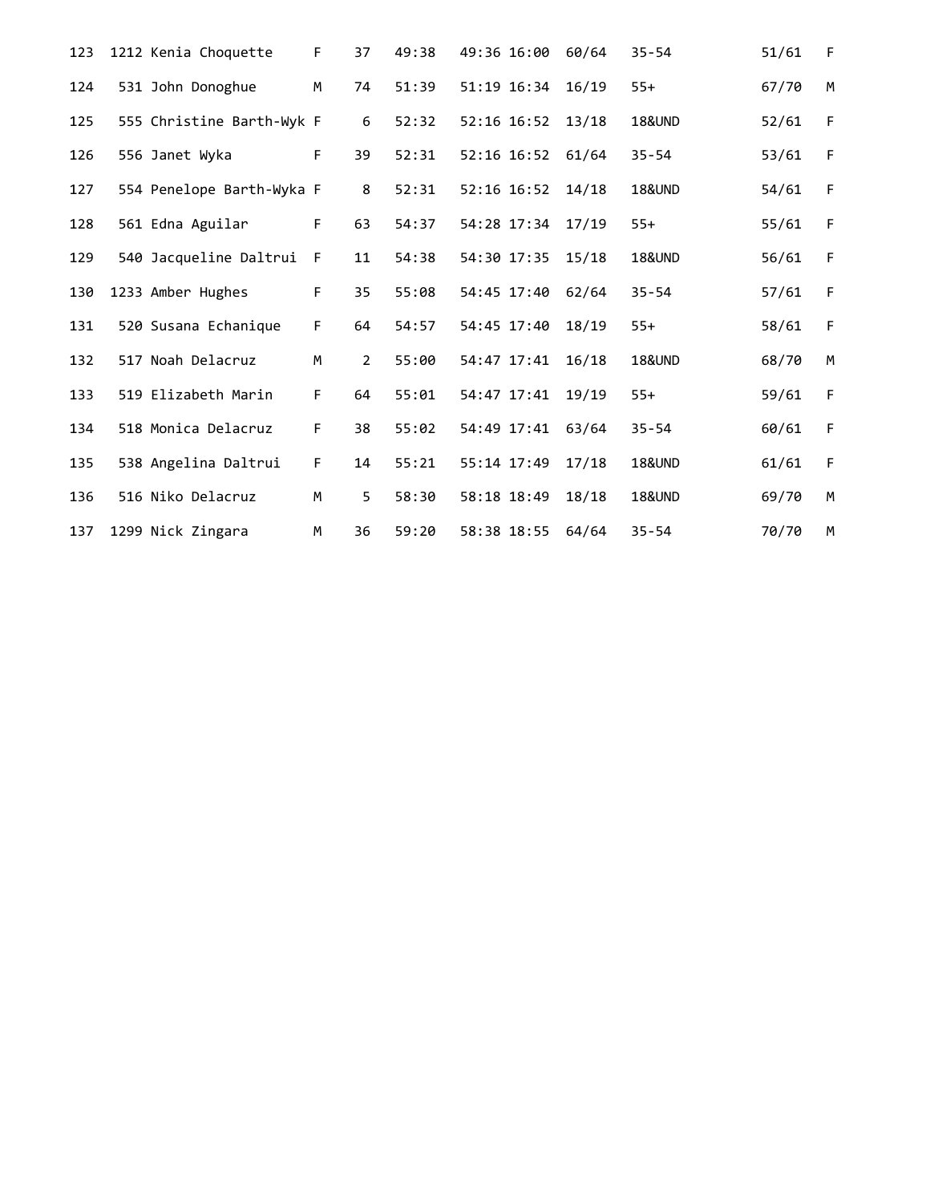| | | | | | | | | | | | |
|---|---|---|---|---|---|---|---|---|---|---|---|
| 123 | 1212 | Kenia Choquette | F | 37 | 49:38 | 49:36 | 16:00 | 60/64 | 35-54 | 51/61 | F |
| 124 | 531 | John Donoghue | M | 74 | 51:39 | 51:19 | 16:34 | 16/19 | 55+ | 67/70 | M |
| 125 | 555 | Christine Barth-Wyk | F | 6 | 52:32 | 52:16 | 16:52 | 13/18 | 18&UND | 52/61 | F |
| 126 | 556 | Janet Wyka | F | 39 | 52:31 | 52:16 | 16:52 | 61/64 | 35-54 | 53/61 | F |
| 127 | 554 | Penelope Barth-Wyka | F | 8 | 52:31 | 52:16 | 16:52 | 14/18 | 18&UND | 54/61 | F |
| 128 | 561 | Edna Aguilar | F | 63 | 54:37 | 54:28 | 17:34 | 17/19 | 55+ | 55/61 | F |
| 129 | 540 | Jacqueline Daltrui | F | 11 | 54:38 | 54:30 | 17:35 | 15/18 | 18&UND | 56/61 | F |
| 130 | 1233 | Amber Hughes | F | 35 | 55:08 | 54:45 | 17:40 | 62/64 | 35-54 | 57/61 | F |
| 131 | 520 | Susana Echanique | F | 64 | 54:57 | 54:45 | 17:40 | 18/19 | 55+ | 58/61 | F |
| 132 | 517 | Noah Delacruz | M | 2 | 55:00 | 54:47 | 17:41 | 16/18 | 18&UND | 68/70 | M |
| 133 | 519 | Elizabeth Marin | F | 64 | 55:01 | 54:47 | 17:41 | 19/19 | 55+ | 59/61 | F |
| 134 | 518 | Monica Delacruz | F | 38 | 55:02 | 54:49 | 17:41 | 63/64 | 35-54 | 60/61 | F |
| 135 | 538 | Angelina Daltrui | F | 14 | 55:21 | 55:14 | 17:49 | 17/18 | 18&UND | 61/61 | F |
| 136 | 516 | Niko Delacruz | M | 5 | 58:30 | 58:18 | 18:49 | 18/18 | 18&UND | 69/70 | M |
| 137 | 1299 | Nick Zingara | M | 36 | 59:20 | 58:38 | 18:55 | 64/64 | 35-54 | 70/70 | M |